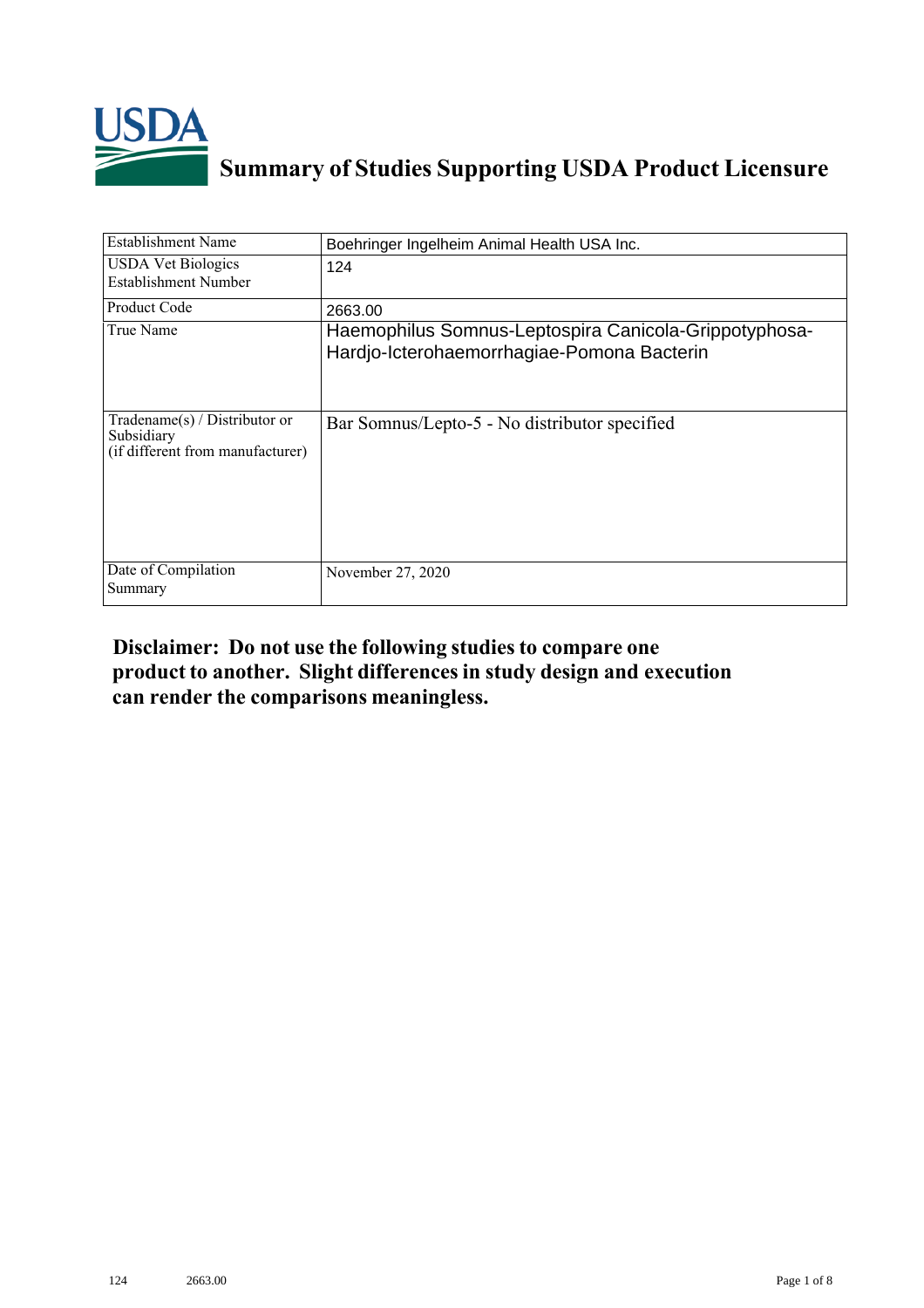# Summary of Studies Supporting USDA Product Licensure

| Establishment Name | Boehringer Ingelheim Animal Health USA Inc. |
|---|---|
| USDA Vet Biologics Establishment Number | 124 |
| Product Code | 2663.00 |
| True Name | Haemophilus Somnus-Leptospira Canicola-Grippotyphosa-Hardjo-Icterohaemorrhagiae-Pomona Bacterin |
| Tradename(s) / Distributor or Subsidiary (if different from manufacturer) | Bar Somnus/Lepto-5 - No distributor specified |
| Date of Compilation Summary | November 27, 2020 |

**Disclaimer: Do not use the following studies to compare one product to another. Slight differences in study design and execution can render the comparisons meaningless.**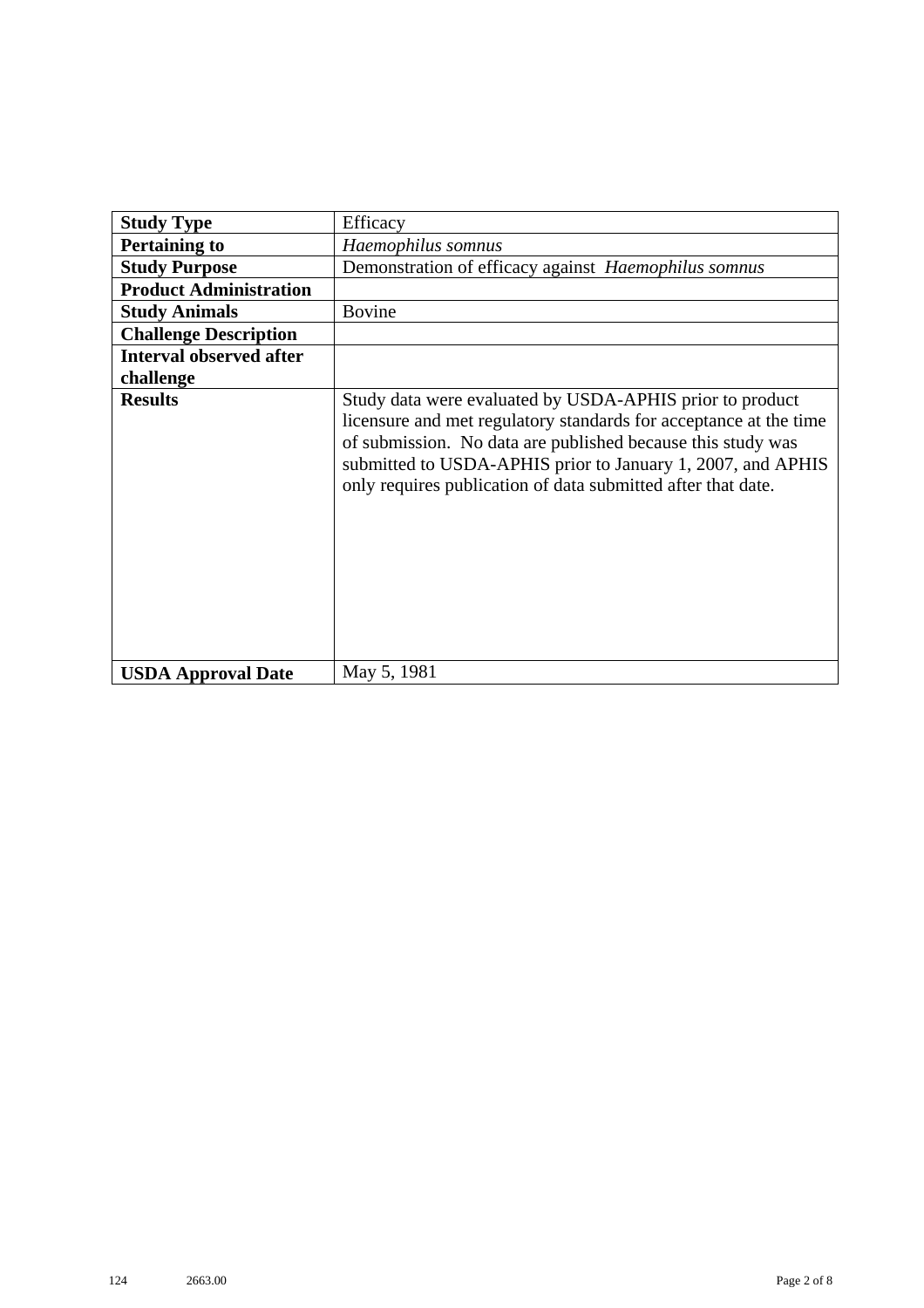| Study Type | Efficacy |
|---|---|
| **Pertaining to** | *Haemophilus somnus* |
| **Study Purpose** | Demonstration of efficacy against *Haemophilus somnus* |
| **Product Administration** | |
| **Study Animals** | Bovine |
| **Challenge Description** | |
| **Interval observed after challenge** | |
| **Results** | Study data were evaluated by USDA-APHIS prior to product licensure and met regulatory standards for acceptance at the time of submission. No data are published because this study was submitted to USDA-APHIS prior to January 1, 2007, and APHIS only requires publication of data submitted after that date. |
| **USDA Approval Date** | May 5, 1981 |

124 2663.00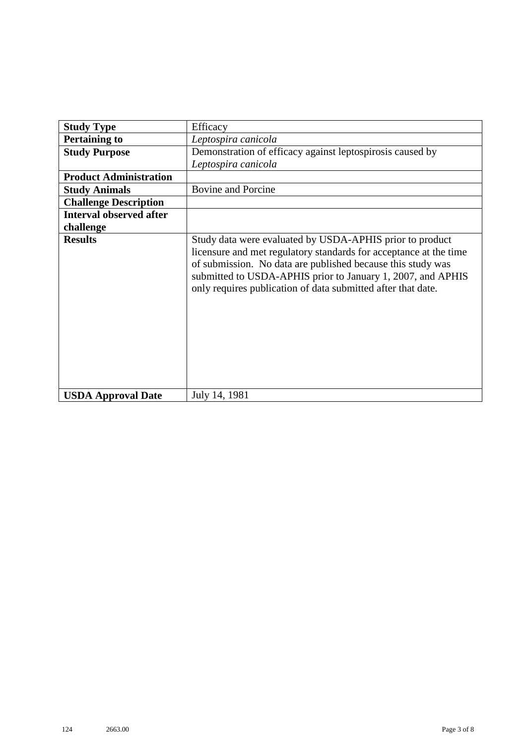| **Study Type** | Efficacy |
|---|---|
| **Pertaining to** | *Leptospira canicola* |
| **Study Purpose** | Demonstration of efficacy against leptospirosis caused by *Leptospira canicola* |
| **Product Administration** | |
| **Study Animals** | Bovine and Porcine |
| **Challenge Description** | |
| **Interval observed after challenge** | |
| **Results** | Study data were evaluated by USDA-APHIS prior to product licensure and met regulatory standards for acceptance at the time of submission. No data are published because this study was submitted to USDA-APHIS prior to January 1, 2007, and APHIS only requires publication of data submitted after that date. |
| **USDA Approval Date** | July 14, 1981 |

124 2663.00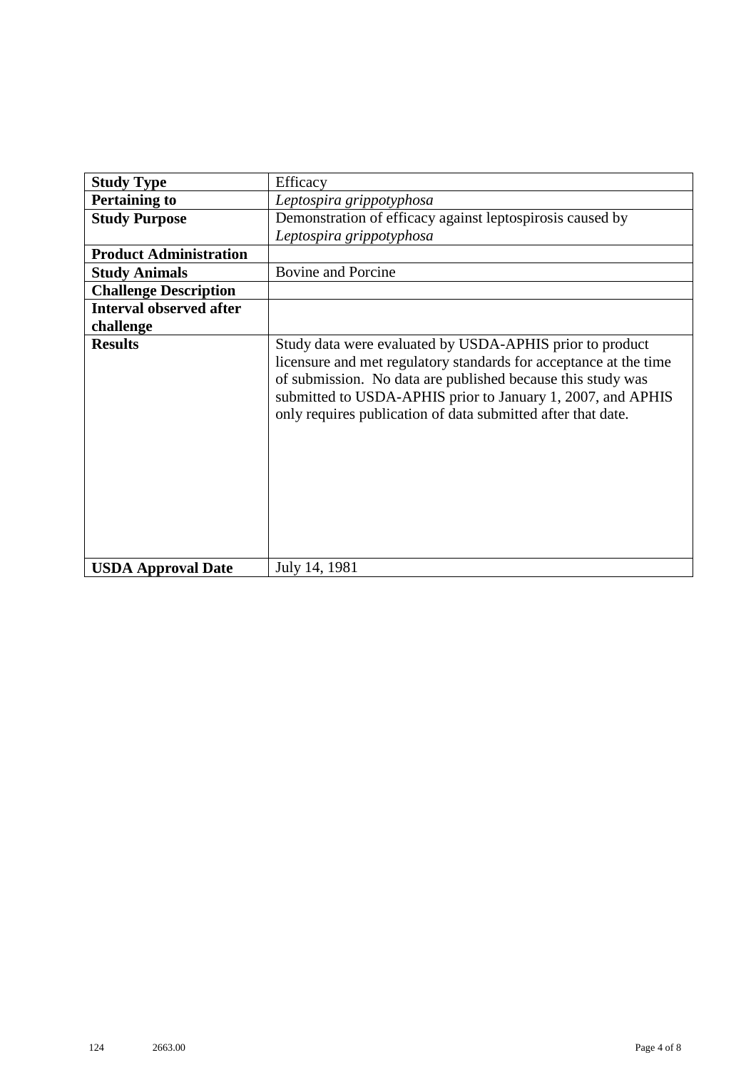| **Study Type** | Efficacy |
|---|---|
| **Pertaining to** | *Leptospira grippotyphosa* |
| **Study Purpose** | Demonstration of efficacy against leptospirosis caused by *Leptospira grippotyphosa* |
| **Product Administration** | |
| **Study Animals** | Bovine and Porcine |
| **Challenge Description** | |
| **Interval observed after challenge** | |
| **Results** | Study data were evaluated by USDA-APHIS prior to product licensure and met regulatory standards for acceptance at the time of submission. No data are published because this study was submitted to USDA-APHIS prior to January 1, 2007, and APHIS only requires publication of data submitted after that date. |
| **USDA Approval Date** | July 14, 1981 |

124 2663.00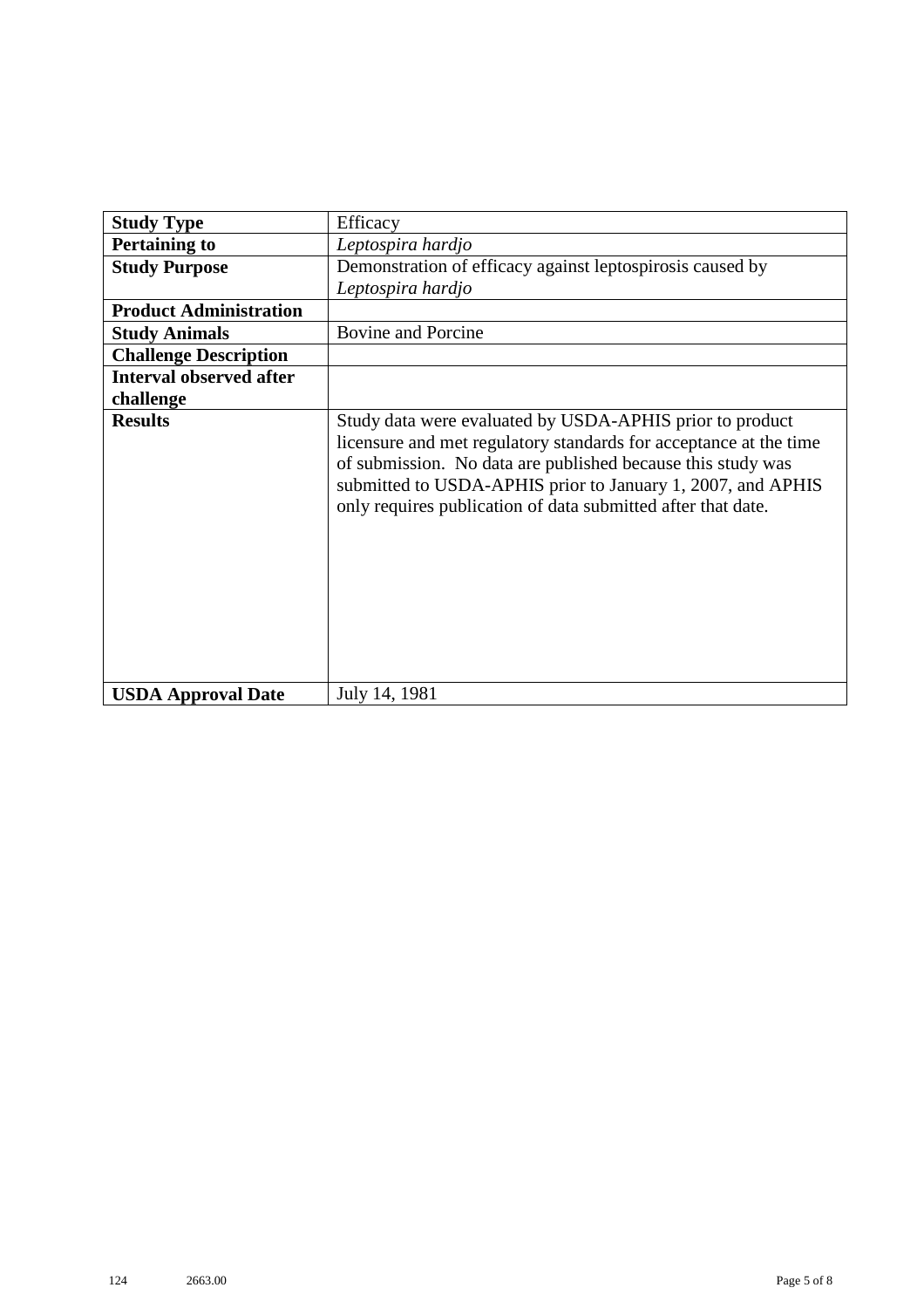| **Study Type** | Efficacy |
|---|---|
| **Pertaining to** | *Leptospira hardjo* |
| **Study Purpose** | Demonstration of efficacy against leptospirosis caused by *Leptospira hardjo* |
| **Product Administration** | |
| **Study Animals** | Bovine and Porcine |
| **Challenge Description** | |
| **Interval observed after challenge** | |
| **Results** | Study data were evaluated by USDA-APHIS prior to product licensure and met regulatory standards for acceptance at the time of submission. No data are published because this study was submitted to USDA-APHIS prior to January 1, 2007, and APHIS only requires publication of data submitted after that date. |
| **USDA Approval Date** | July 14, 1981 |

124 2663.00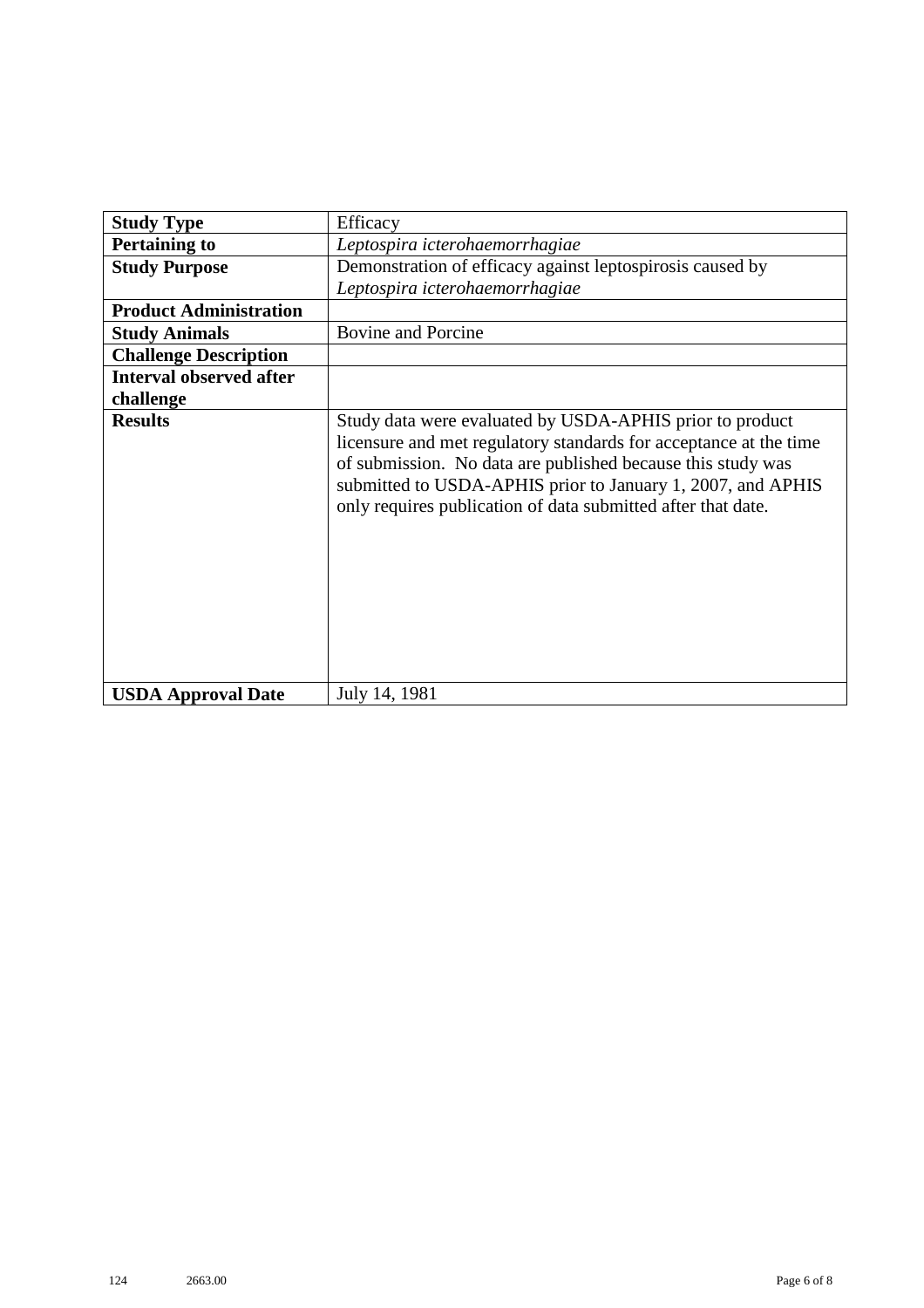| | |
|---|---|
| **Study Type** | Efficacy |
| **Pertaining to** | *Leptospira icterohaemorrhagiae* |
| **Study Purpose** | Demonstration of efficacy against leptospirosis caused by *Leptospira icterohaemorrhagiae* |
| **Product Administration** | |
| **Study Animals** | Bovine and Porcine |
| **Challenge Description** | |
| **Interval observed after challenge** | |
| **Results** | Study data were evaluated by USDA-APHIS prior to product licensure and met regulatory standards for acceptance at the time of submission. No data are published because this study was submitted to USDA-APHIS prior to January 1, 2007, and APHIS only requires publication of data submitted after that date. |
| **USDA Approval Date** | July 14, 1981 |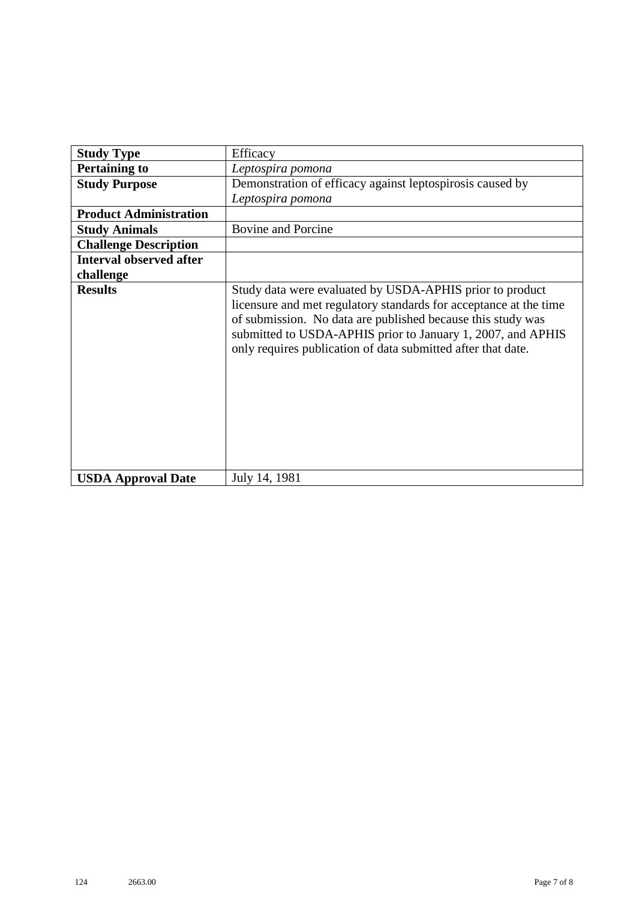| **Study Type** | Efficacy |
|---|---|
| **Pertaining to** | *Leptospira pomona* |
| **Study Purpose** | Demonstration of efficacy against leptospirosis caused by *Leptospira pomona* |
| **Product Administration** | |
| **Study Animals** | Bovine and Porcine |
| **Challenge Description** | |
| **Interval observed after challenge** | |
| **Results** | Study data were evaluated by USDA-APHIS prior to product licensure and met regulatory standards for acceptance at the time of submission. No data are published because this study was submitted to USDA-APHIS prior to January 1, 2007, and APHIS only requires publication of data submitted after that date. |
| **USDA Approval Date** | July 14, 1981 |

124 2663.00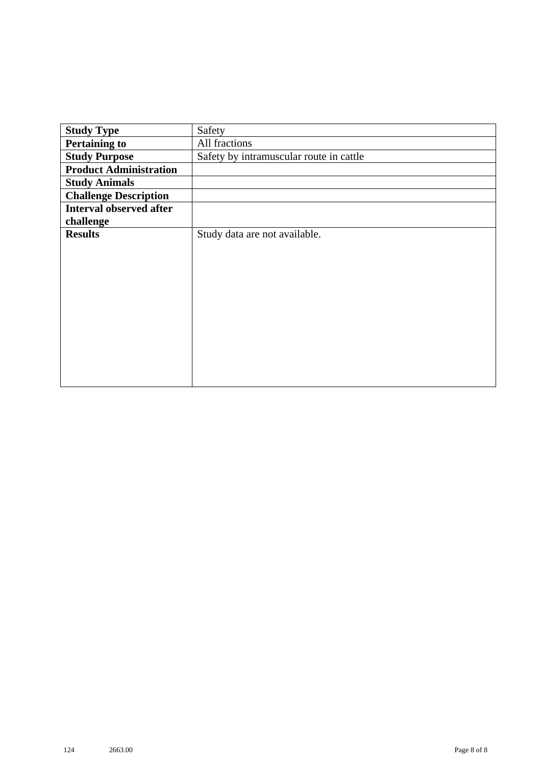| | |
|---|---|
| **Study Type** | Safety |
| **Pertaining to** | All fractions |
| **Study Purpose** | Safety by intramuscular route in cattle |
| **Product Administration** | |
| **Study Animals** | |
| **Challenge Description** | |
| **Interval observed after challenge** | |
| **Results** | Study data are not available. |